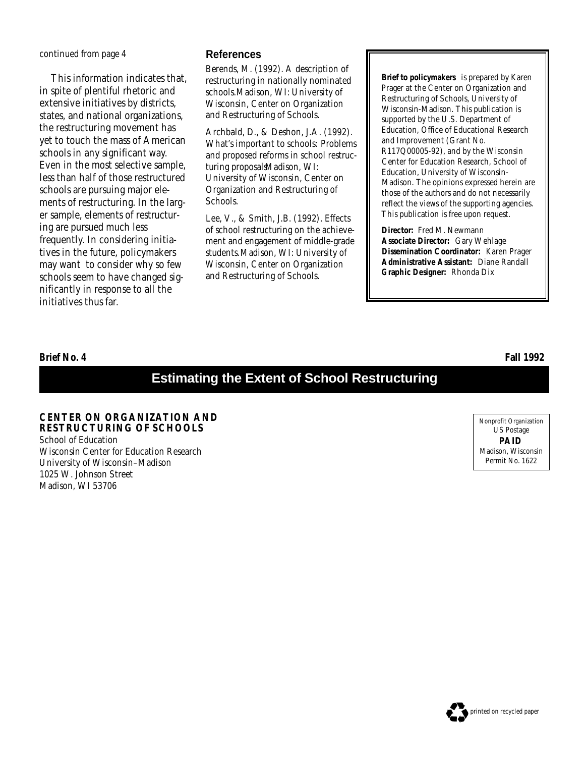*continued from page 4*

This information indicates that, in spite of plentiful rhetoric and extensive initiatives by districts, states, and national organizations, the restructuring movement has yet to touch the mass of American schools in any significant way. Even in the most selective sample, less than half of those restructured schools are pursuing major elements of restructuring. In the larger sample, elements of restructuring are pursued much less frequently. In considering initiatives in the future, policymakers may want to consider why so few schools seem to have changed significantly in response to all the initiatives thus far.

## References

Berends, M. (1992). *A description of restructuring in nationally nominated schools.* Madison, WI: University of Wisconsin, Center on Organization and Restructuring of Schools.

Archbald, D., & Deshon, J.A. (1992). *What's important to schools: Problems and proposed reforms in school restructuring proposals.* Madison, WI: University of Wisconsin, Center on Organization and Restructuring of Schools.

Lee, V., & Smith, J.B. (1992). *Effects of school restructuring on the achievement and engagement of middle-grade students.* Madison, WI: University of Wisconsin, Center on Organization and Restructuring of Schools.

**Brief to policymakers** is prepared by Karen Prager at the Center on Organization and Restructuring of Schools, University of Wisconsin-Madison. This publication is supported by the U.S. Department of Education, Office of Educational Research and Improvement (Grant No. R117Q00005-92), and by the Wisconsin Center for Education Research, School of Education, University of Wisconsin-Madison. The opinions expressed herein are those of the authors and do not necessarily reflect the views of the supporting agencies. This publication is free upon request.

**Director:** Fred M. Newmann
**Associate Director:** Gary Wehlage
**Dissemination Coordinator:** Karen Prager
**Administrative Assistant:** Diane Randall
**Graphic Designer:** Rhonda Dix

**Brief No. 4** **Fall 1992**

# Estimating the Extent of School Restructuring

**CENTER ON ORGANIZATION AND RESTRUCTURING OF SCHOOLS**
School of Education
Wisconsin Center for Education Research
University of Wisconsin–Madison
1025 W. Johnson Street
Madison, WI 53706

Nonprofit Organization
US Postage
**PAID**
Madison, Wisconsin
Permit No. 1622

printed on recycled paper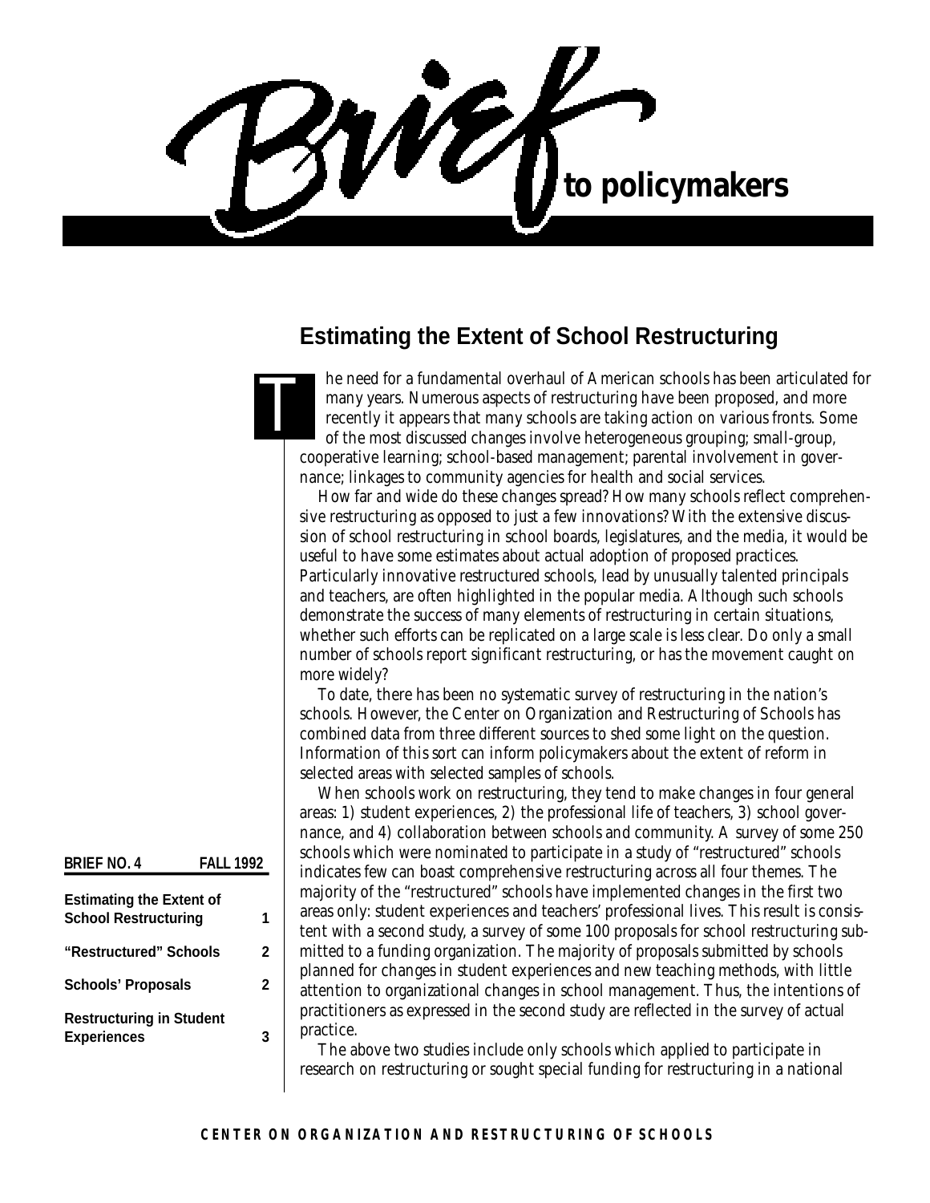# Brief to policymakers

## Estimating the Extent of School Restructuring

The need for a fundamental overhaul of American schools has been articulated for many years. Numerous aspects of restructuring have been proposed, and more recently it appears that many schools are taking action on various fronts. Some of the most discussed changes involve heterogeneous grouping; small-group, cooperative learning; school-based management; parental involvement in governance; linkages to community agencies for health and social services.

How far and wide do these changes spread? How many schools reflect comprehensive restructuring as opposed to just a few innovations? With the extensive discussion of school restructuring in school boards, legislatures, and the media, it would be useful to have some estimates about actual adoption of proposed practices. Particularly innovative restructured schools, lead by unusually talented principals and teachers, are often highlighted in the popular media. Although such schools demonstrate the success of many elements of restructuring in certain situations, whether such efforts can be replicated on a large scale is less clear. Do only a small number of schools report significant restructuring, or has the movement caught on more widely?

To date, there has been no systematic survey of restructuring in the nation's schools. However, the Center on Organization and Restructuring of Schools has combined data from three different sources to shed some light on the question. Information of this sort can inform policymakers about the extent of reform in selected areas with selected samples of schools.

When schools work on restructuring, they tend to make changes in four general areas: 1) student experiences, 2) the professional life of teachers, 3) school governance, and 4) collaboration between schools and community. A survey of some 250 schools which were nominated to participate in a study of "restructured" schools indicates few can boast comprehensive restructuring across all four themes. The majority of the "restructured" schools have implemented changes in the first two areas only: student experiences and teachers' professional lives. This result is consistent with a second study, a survey of some 100 proposals for school restructuring submitted to a funding organization. The majority of proposals submitted by schools planned for changes in student experiences and new teaching methods, with little attention to organizational changes in school management. Thus, the intentions of practitioners as expressed in the second study are reflected in the survey of actual practice.

The above two studies include only schools which applied to participate in research on restructuring or sought special funding for restructuring in a national

**BRIEF NO. 4 — FALL 1992**

| | |
|---|---|
| **Estimating the Extent of School Restructuring** | **1** |
| **"Restructured" Schools** | **2** |
| **Schools' Proposals** | **2** |
| **Restructuring in Student Experiences** | **3** |

**CENTER ON ORGANIZATION AND RESTRUCTURING OF SCHOOLS**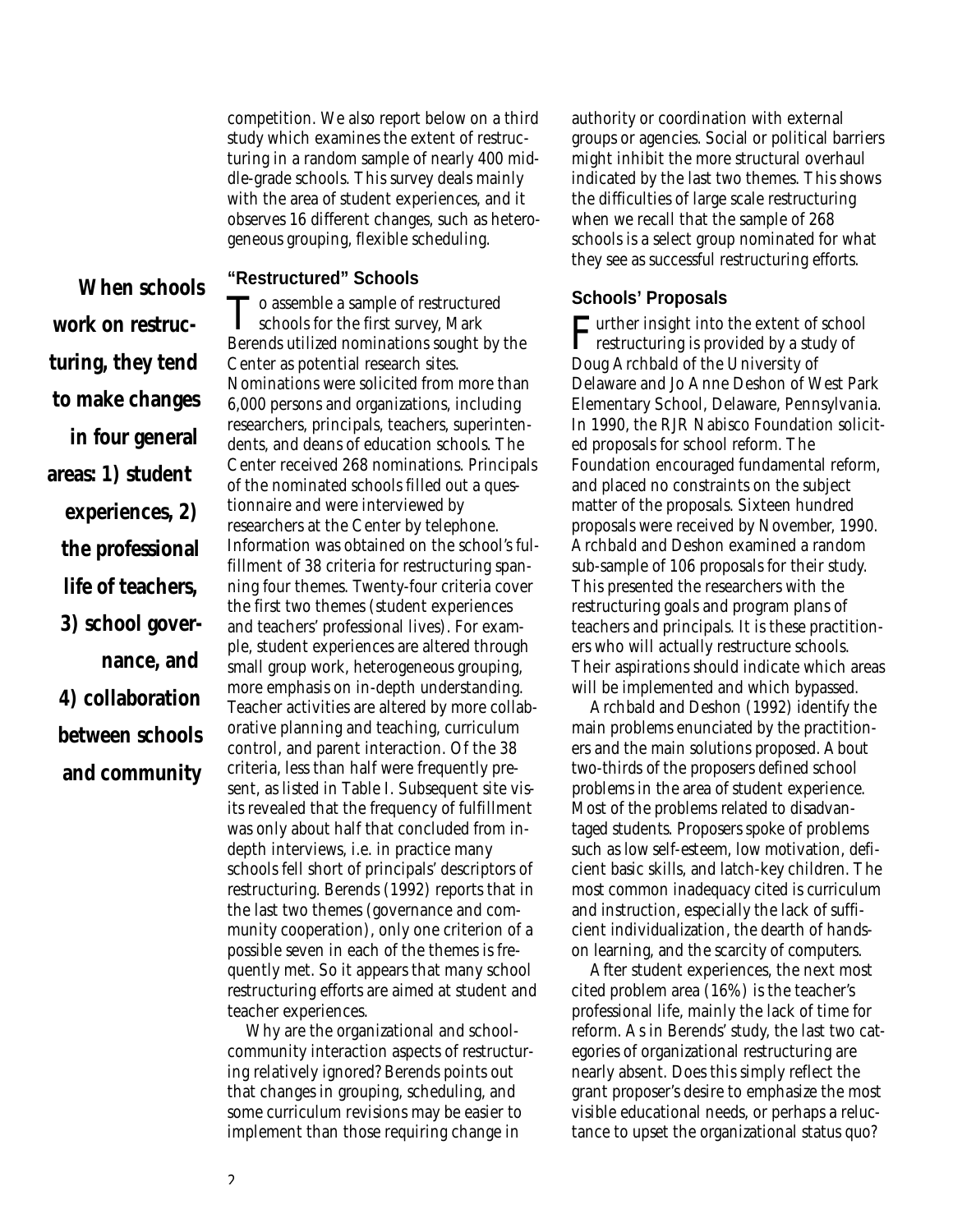competition. We also report below on a third study which examines the extent of restructuring in a random sample of nearly 400 middle-grade schools. This survey deals mainly with the area of student experiences, and it observes 16 different changes, such as heterogeneous grouping, flexible scheduling.

**When schools work on restructuring, they tend to make changes in four general areas: 1) student experiences, 2) the professional life of teachers, 3) school governance, and 4) collaboration between schools and community**

### "Restructured" Schools

To assemble a sample of restructured schools for the first survey, Mark Berends utilized nominations sought by the Center as potential research sites. Nominations were solicited from more than 6,000 persons and organizations, including researchers, principals, teachers, superintendents, and deans of education schools. The Center received 268 nominations. Principals of the nominated schools filled out a questionnaire and were interviewed by researchers at the Center by telephone. Information was obtained on the school's fulfillment of 38 criteria for restructuring spanning four themes. Twenty-four criteria cover the first two themes (student experiences and teachers' professional lives). For example, student experiences are altered through small group work, heterogeneous grouping, more emphasis on in-depth understanding. Teacher activities are altered by more collaborative planning and teaching, curriculum control, and parent interaction. Of the 38 criteria, less than half were frequently present, as listed in Table I. Subsequent site visits revealed that the frequency of fulfillment was only about half that concluded from in-depth interviews, i.e. in practice many schools fell short of principals' descriptors of restructuring. Berends (1992) reports that in the last two themes (governance and community cooperation), only one criterion of a possible seven in each of the themes is frequently met. So it appears that many school restructuring efforts are aimed at student and teacher experiences.

Why are the organizational and school-community interaction aspects of restructuring relatively ignored? Berends points out that changes in grouping, scheduling, and some curriculum revisions may be easier to implement than those requiring change in authority or coordination with external groups or agencies. Social or political barriers might inhibit the more structural overhaul indicated by the last two themes. This shows the difficulties of large scale restructuring when we recall that the sample of 268 schools is a select group nominated for what they see as successful restructuring efforts.

### Schools' Proposals

Further insight into the extent of school restructuring is provided by a study of Doug Archbald of the University of Delaware and Jo Anne Deshon of West Park Elementary School, Delaware, Pennsylvania. In 1990, the RJR Nabisco Foundation solicited proposals for school reform. The Foundation encouraged fundamental reform, and placed no constraints on the subject matter of the proposals. Sixteen hundred proposals were received by November, 1990. Archbald and Deshon examined a random sub-sample of 106 proposals for their study. This presented the researchers with the restructuring goals and program plans of teachers and principals. It is these practitioners who will actually restructure schools. Their aspirations should indicate which areas will be implemented and which bypassed.

Archbald and Deshon (1992) identify the main problems enunciated by the practitioners and the main solutions proposed. About two-thirds of the proposers defined school problems in the area of student experience. Most of the problems related to disadvantaged students. Proposers spoke of problems such as low self-esteem, low motivation, deficient basic skills, and latch-key children. The most common inadequacy cited is curriculum and instruction, especially the lack of sufficient individualization, the dearth of hands-on learning, and the scarcity of computers.

After student experiences, the next most cited problem area (16%) is the teacher's professional life, mainly the lack of time for reform. As in Berends' study, the last two categories of organizational restructuring are nearly absent. Does this simply reflect the grant proposer's desire to emphasize the most visible educational needs, or perhaps a reluctance to upset the organizational status quo?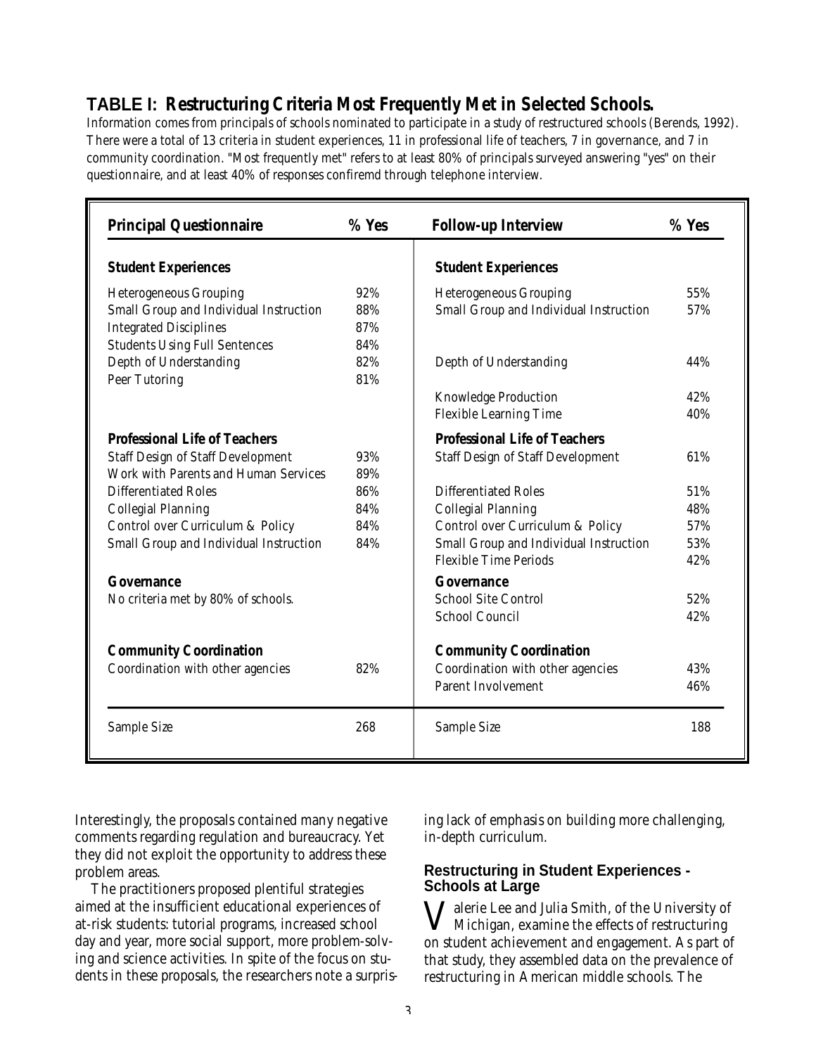**TABLE I: Restructuring Criteria Most Frequently Met in Selected Schools.**
Information comes from principals of schools nominated to participate in a study of restructured schools (Berends, 1992). There were a total of 13 criteria in student experiences, 11 in professional life of teachers, 7 in governance, and 7 in community coordination. "Most frequently met" refers to at least 80% of principals surveyed answering "yes" on their questionnaire, and at least 40% of responses confiremd through telephone interview.

| Principal Questionnaire | % Yes | Follow-up Interview | % Yes |
|---|---|---|---|
| **Student Experiences** | | **Student Experiences** | |
| Heterogeneous Grouping | 92% | Heterogeneous Grouping | 55% |
| Small Group and Individual Instruction | 88% | Small Group and Individual Instruction | 57% |
| Integrated Disciplines | 87% | | |
| Students Using Full Sentences | 84% | | |
| Depth of Understanding | 82% | Depth of Understanding | 44% |
| Peer Tutoring | 81% | | |
| | | Knowledge Production | 42% |
| | | Flexible Learning Time | 40% |
| **Professional Life of Teachers** | | **Professional Life of Teachers** | |
| Staff Design of Staff Development | 93% | Staff Design of Staff Development | 61% |
| Work with Parents and Human Services | 89% | | |
| Differentiated Roles | 86% | Differentiated Roles | 51% |
| Collegial Planning | 84% | Collegial Planning | 48% |
| Control over Curriculum & Policy | 84% | Control over Curriculum & Policy | 57% |
| Small Group and Individual Instruction | 84% | Small Group and Individual Instruction | 53% |
| | | Flexible Time Periods | 42% |
| **Governance** | | **Governance** | |
| No criteria met by 80% of schools. | | School Site Control | 52% |
| | | School Council | 42% |
| **Community Coordination** | | **Community Coordination** | |
| Coordination with other agencies | 82% | Coordination with other agencies | 43% |
| | | Parent Involvement | 46% |
| Sample Size | 268 | Sample Size | 188 |

Interestingly, the proposals contained many negative comments regarding regulation and bureaucracy. Yet they did not exploit the opportunity to address these problem areas.

The practitioners proposed plentiful strategies aimed at the insufficient educational experiences of at-risk students: tutorial programs, increased school day and year, more social support, more problem-solving and science activities. In spite of the focus on students in these proposals, the researchers note a surprising lack of emphasis on building more challenging, in-depth curriculum.

### Restructuring in Student Experiences - Schools at Large

Valerie Lee and Julia Smith, of the University of Michigan, examine the effects of restructuring on student achievement and engagement. As part of that study, they assembled data on the prevalence of restructuring in American middle schools. The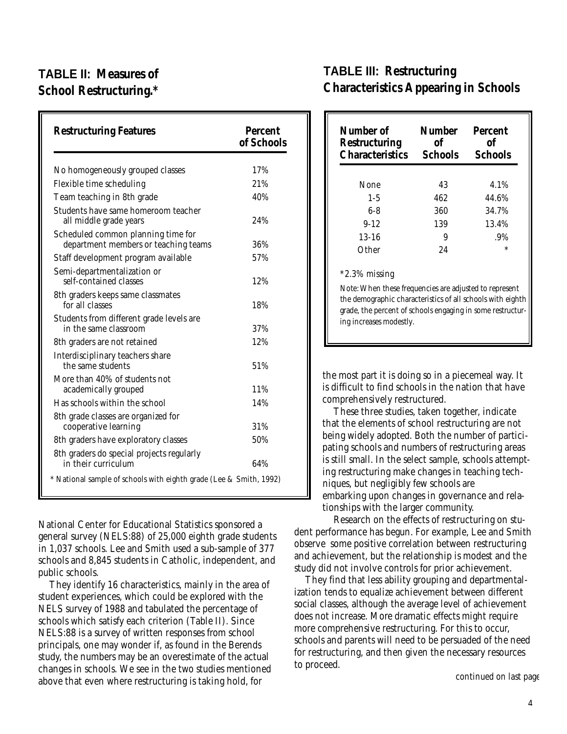## TABLE II: Measures of School Restructuring.*

| Restructuring Features | Percent of Schools |
|---|---|
| No homogeneously grouped classes | 17% |
| Flexible time scheduling | 21% |
| Team teaching in 8th grade | 40% |
| Students have same homeroom teacher all middle grade years | 24% |
| Scheduled common planning time for department members or teaching teams | 36% |
| Staff development program available | 57% |
| Semi-departmentalization or self-contained classes | 12% |
| 8th graders keeps same classmates for all classes | 18% |
| Students from different grade levels are in the same classroom | 37% |
| 8th graders are not retained | 12% |
| Interdisciplinary teachers share the same students | 51% |
| More than 40% of students not academically grouped | 11% |
| Has schools within the school | 14% |
| 8th grade classes are organized for cooperative learning | 31% |
| 8th graders have exploratory classes | 50% |
| 8th graders do special projects regularly in their curriculum | 64% |

* National sample of schools with eighth grade (Lee & Smith, 1992)

National Center for Educational Statistics sponsored a general survey (NELS:88) of 25,000 eighth grade students in 1,037 schools. Lee and Smith used a sub-sample of 377 schools and 8,845 students in Catholic, independent, and public schools.

They identify 16 characteristics, mainly in the area of student experiences, which could be explored with the NELS survey of 1988 and tabulated the percentage of schools which satisfy each criterion (Table II). Since NELS:88 is a survey of written responses from school principals, one may wonder if, as found in the Berends study, the numbers may be an overestimate of the actual changes in schools. We see in the two studies mentioned above that even where restructuring is taking hold, for the most part it is doing so in a piecemeal way. It is difficult to find schools in the nation that have comprehensively restructured.

## TABLE III: Restructuring Characteristics Appearing in Schools

| Number of Restructuring Characteristics | Number of Schools | Percent of Schools |
|---|---|---|
| None | 43 | 4.1% |
| 1-5 | 462 | 44.6% |
| 6-8 | 360 | 34.7% |
| 9-12 | 139 | 13.4% |
| 13-16 | 9 | .9% |
| Other | 24 | * |

*2.3% missing

Note: When these frequencies are adjusted to represent the demographic characteristics of all schools with eighth grade, the percent of schools engaging in some restructuring increases modestly.

These three studies, taken together, indicate that the elements of school restructuring are not being widely adopted. Both the number of participating schools and numbers of restructuring areas is still small. In the select sample, schools attempting restructuring make changes in teaching techniques, but negligibly few schools are embarking upon changes in governance and relationships with the larger community.

Research on the effects of restructuring on student performance has begun. For example, Lee and Smith observe some positive correlation between restructuring and achievement, but the relationship is modest and the study did not involve controls for prior achievement.

They find that less ability grouping and departmentalization tends to equalize achievement between different social classes, although the average level of achievement does not increase. More dramatic effects might require more comprehensive restructuring. For this to occur, schools and parents will need to be persuaded of the need for restructuring, and then given the necessary resources to proceed.

continued on last page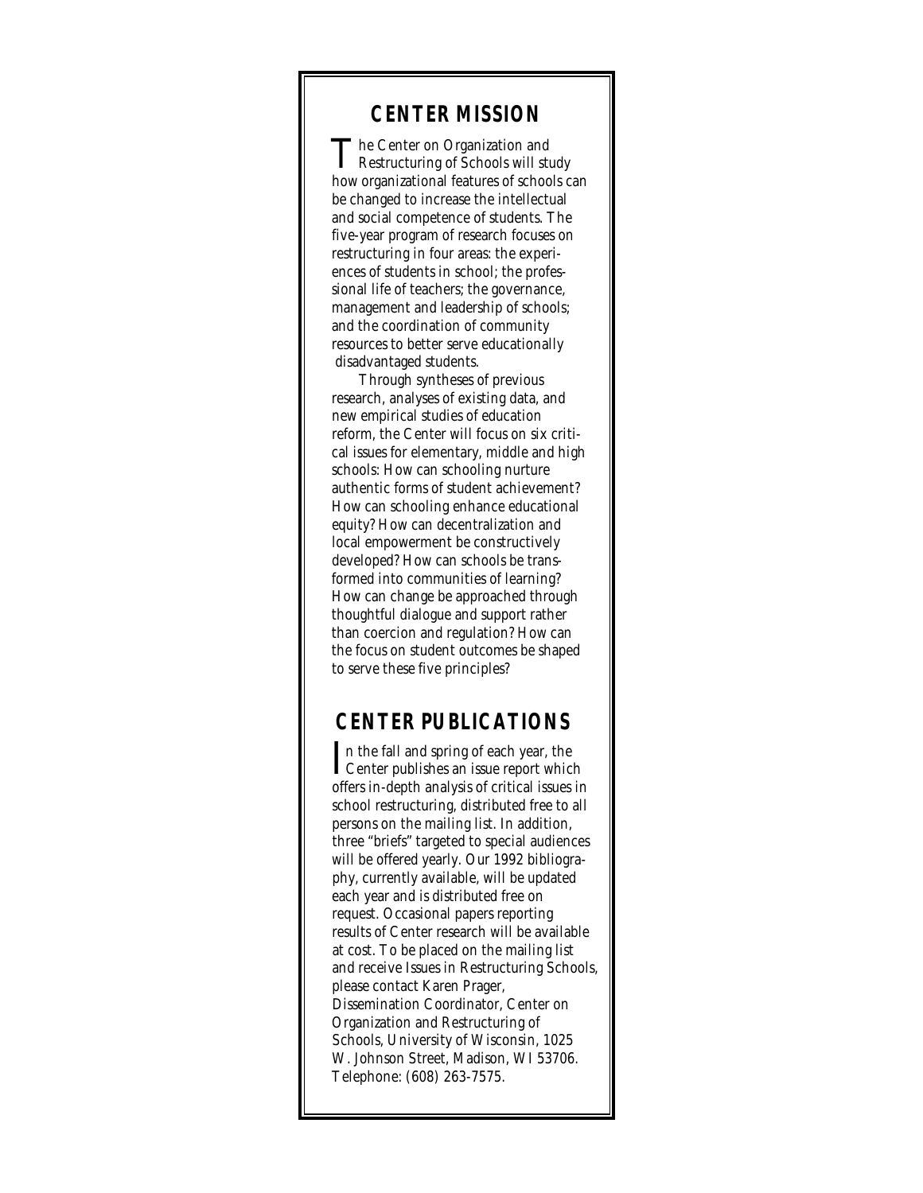## CENTER MISSION

The Center on Organization and Restructuring of Schools will study how organizational features of schools can be changed to increase the intellectual and social competence of students. The five-year program of research focuses on restructuring in four areas: the experiences of students in school; the professional life of teachers; the governance, management and leadership of schools; and the coordination of community resources to better serve educationally disadvantaged students.

Through syntheses of previous research, analyses of existing data, and new empirical studies of education reform, the Center will focus on six critical issues for elementary, middle and high schools: How can schooling nurture authentic forms of student achievement? How can schooling enhance educational equity? How can decentralization and local empowerment be constructively developed? How can schools be transformed into communities of learning? How can change be approached through thoughtful dialogue and support rather than coercion and regulation? How can the focus on student outcomes be shaped to serve these five principles?

## CENTER PUBLICATIONS

In the fall and spring of each year, the Center publishes an issue report which offers in-depth analysis of critical issues in school restructuring, distributed free to all persons on the mailing list. In addition, three "briefs" targeted to special audiences will be offered yearly. Our 1992 bibliography, currently available, will be updated each year and is distributed free on request. Occasional papers reporting results of Center research will be available at cost. To be placed on the mailing list and receive Issues in Restructuring Schools, please contact Karen Prager, Dissemination Coordinator, Center on Organization and Restructuring of Schools, University of Wisconsin, 1025 W. Johnson Street, Madison, WI 53706. Telephone: (608) 263-7575.